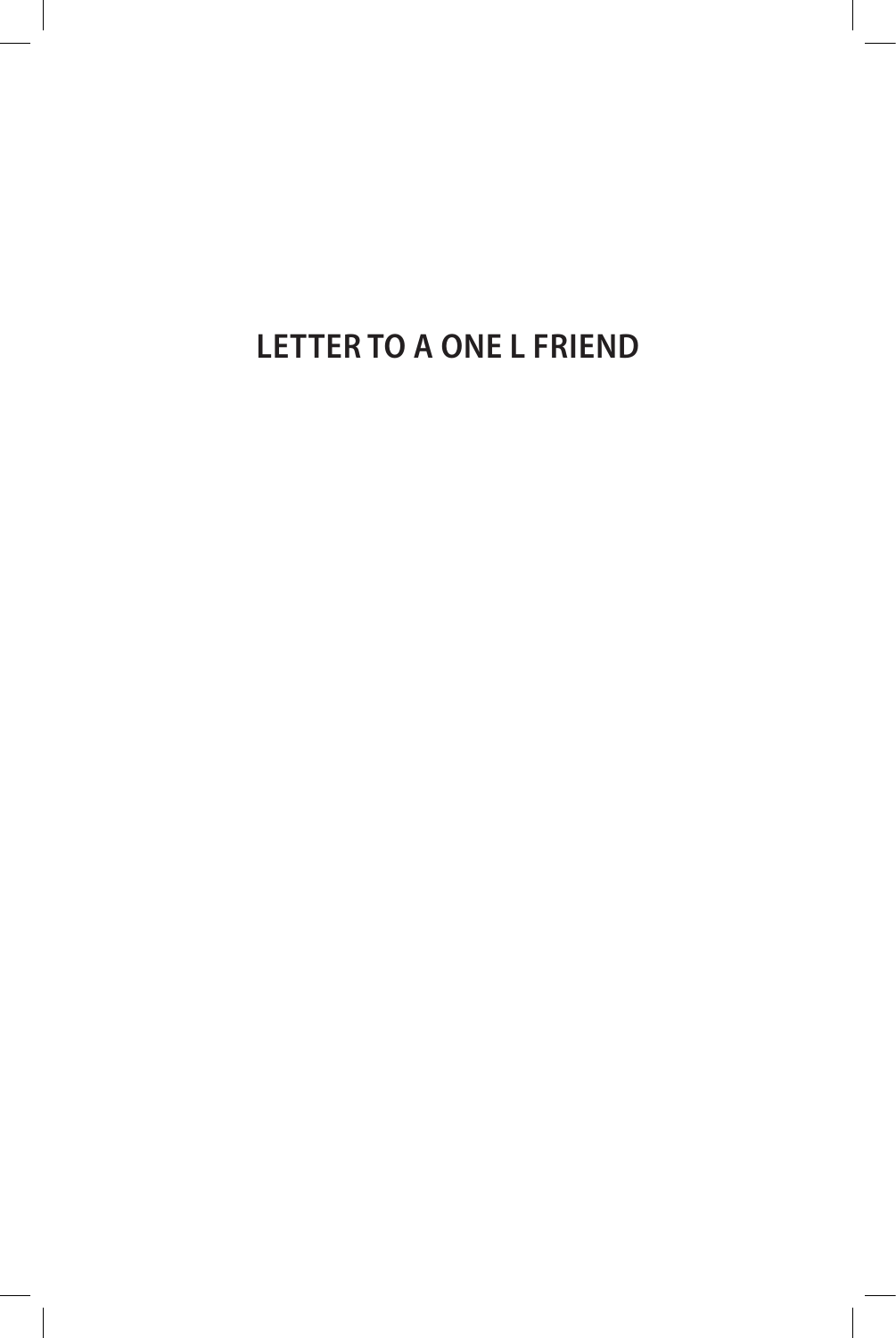# LETTER TO A ONE L FRIEND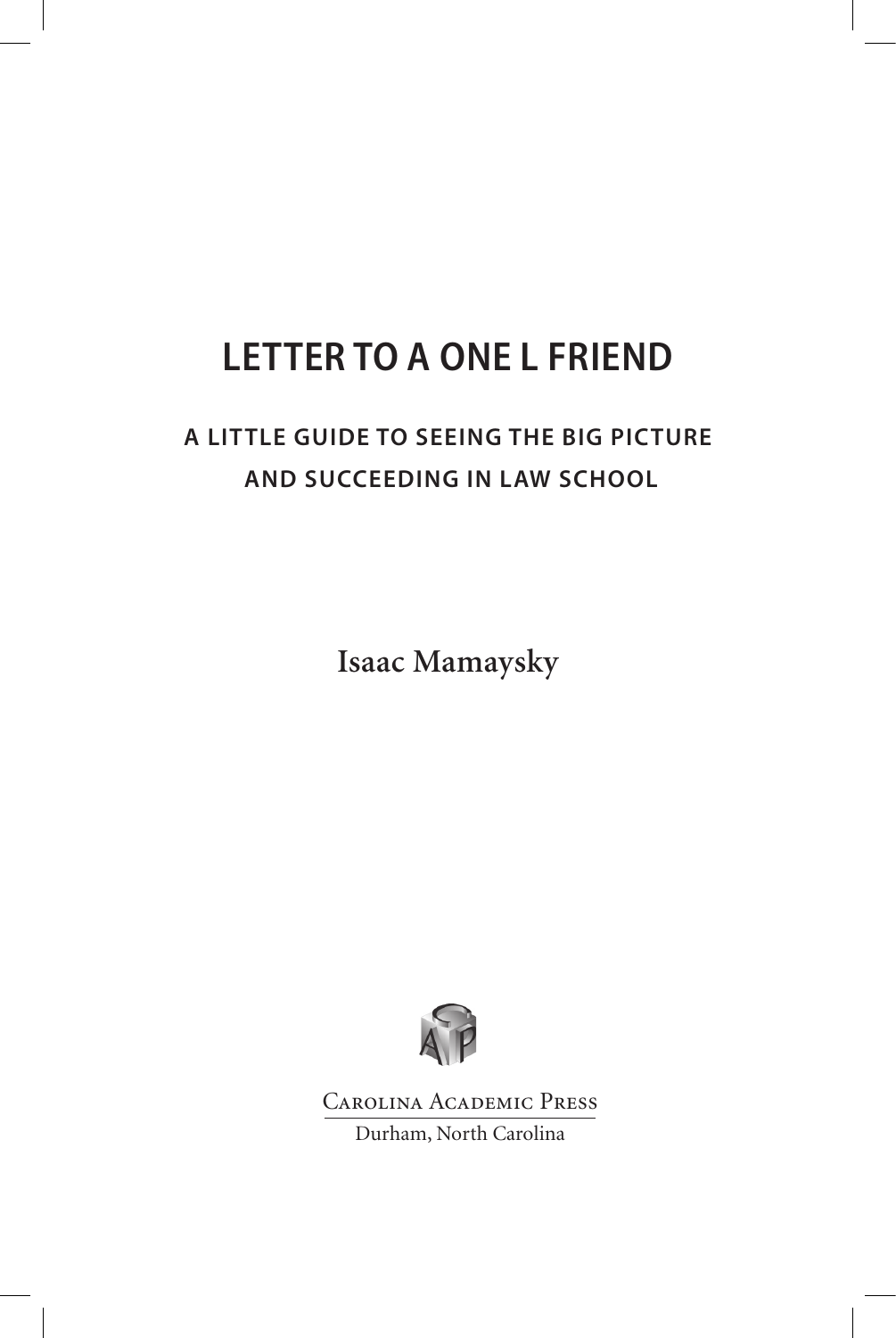# LETTER TO A ONE L FRIEND

## A LITTLE GUIDE TO SEEING THE BIG PICTURE AND SUCCEEDING IN LAW SCHOOL

**Isaac Mamaysky**

Carolina Academic Press

Durham, North Carolina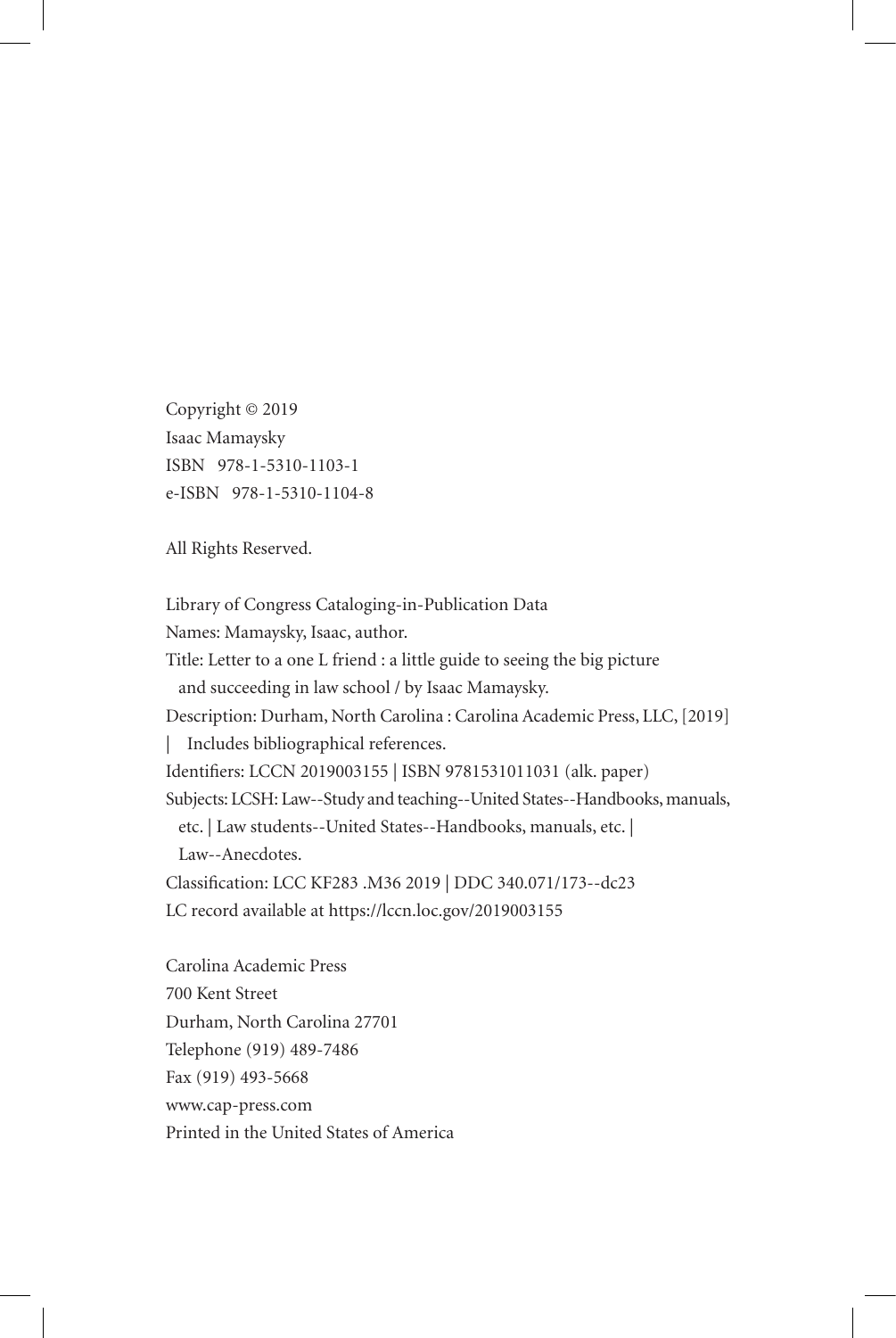Copyright © 2019
Isaac Mamaysky
ISBN 978-1-5310-1103-1
e-ISBN 978-1-5310-1104-8

All Rights Reserved.

Library of Congress Cataloging-in-Publication Data
Names: Mamaysky, Isaac, author.
Title: Letter to a one L friend : a little guide to seeing the big picture
and succeeding in law school / by Isaac Mamaysky.
Description: Durham, North Carolina : Carolina Academic Press, LLC, [2019]
| Includes bibliographical references.
Identifiers: LCCN 2019003155 | ISBN 9781531011031 (alk. paper)
Subjects: LCSH: Law--Study and teaching--United States--Handbooks, manuals,
etc. | Law students--United States--Handbooks, manuals, etc. |
Law--Anecdotes.
Classification: LCC KF283 .M36 2019 | DDC 340.071/173--dc23
LC record available at https://lccn.loc.gov/2019003155

Carolina Academic Press
700 Kent Street
Durham, North Carolina 27701
Telephone (919) 489-7486
Fax (919) 493-5668
www.cap-press.com
Printed in the United States of America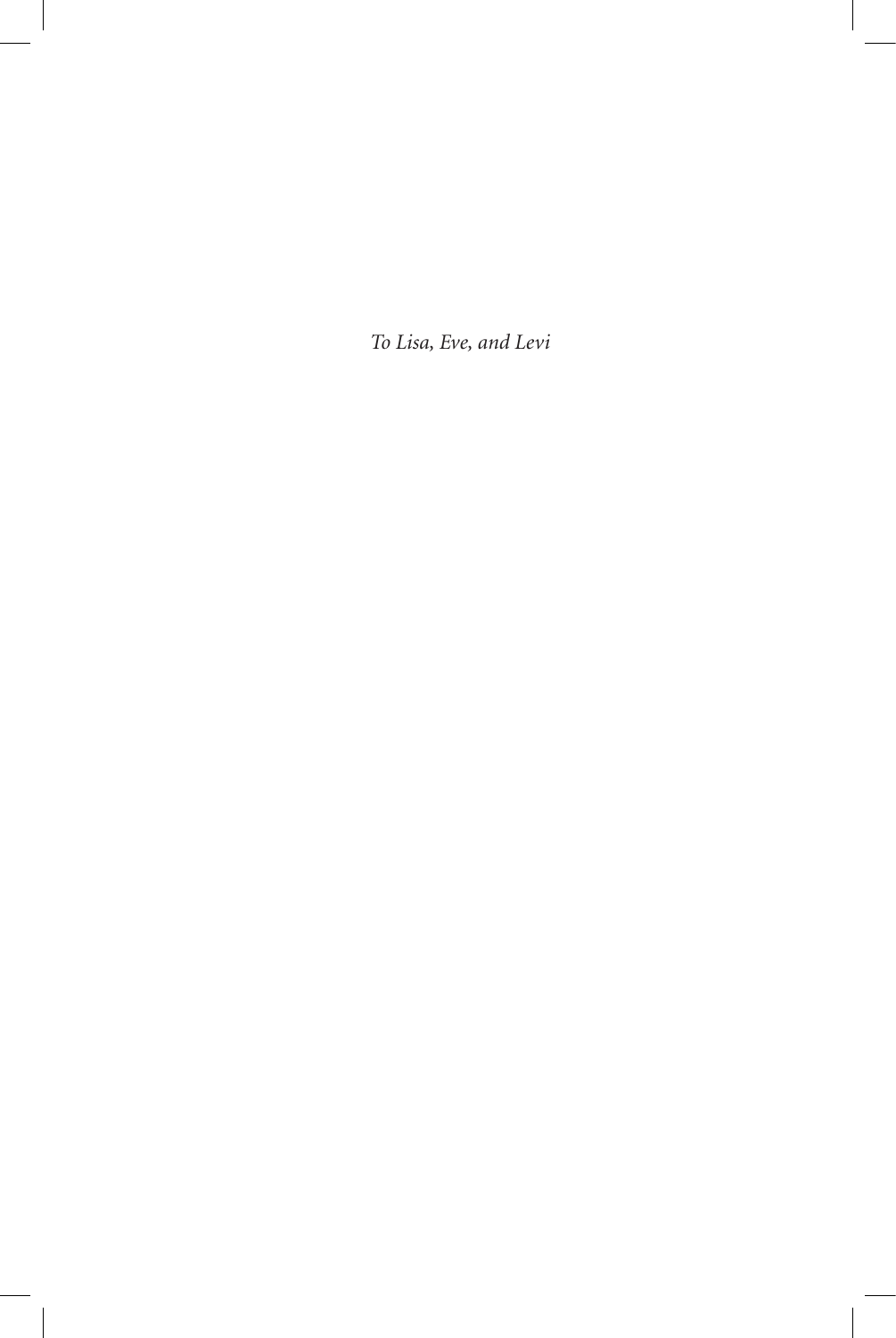*To Lisa, Eve, and Levi*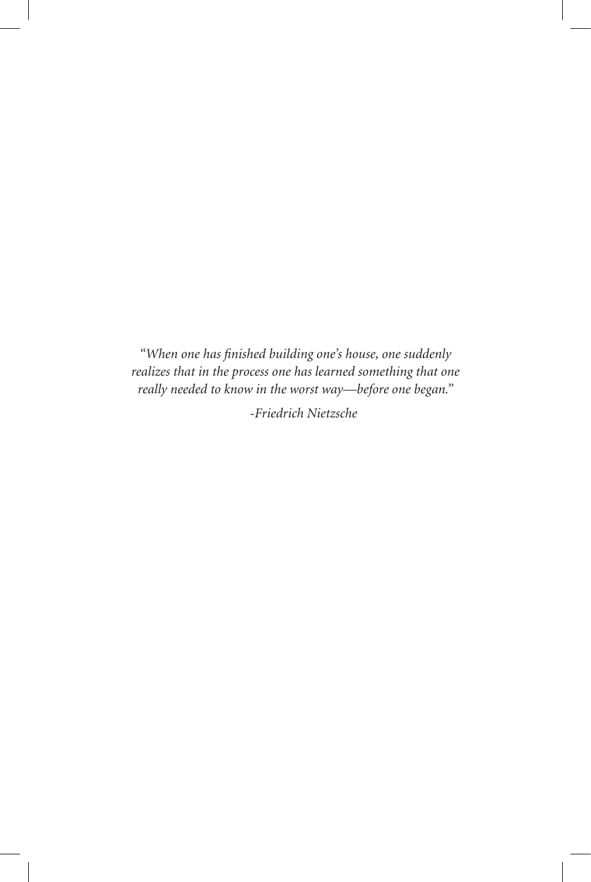*"When one has finished building one's house, one suddenly realizes that in the process one has learned something that one really needed to know in the worst way—before one began."*

*-Friedrich Nietzsche*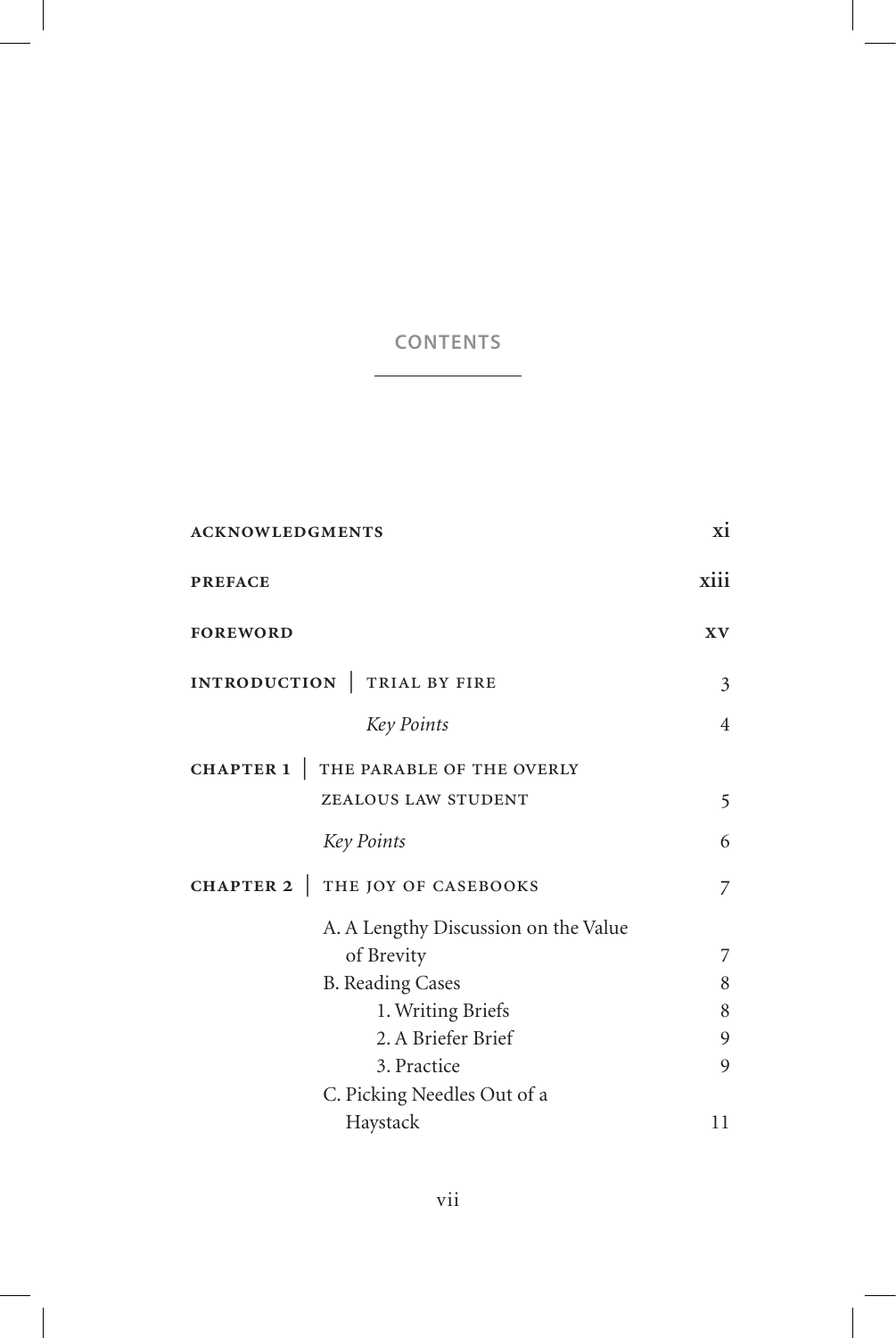# CONTENTS

| | |
|---|---|
| ACKNOWLEDGMENTS | xi |
| PREFACE | xiii |
| FOREWORD | xv |
| INTRODUCTION \| TRIAL BY FIRE | 3 |
| *Key Points* | 4 |
| CHAPTER 1 \| THE PARABLE OF THE OVERLY ZEALOUS LAW STUDENT | 5 |
| *Key Points* | 6 |
| CHAPTER 2 \| THE JOY OF CASEBOOKS | 7 |
| A. A Lengthy Discussion on the Value of Brevity | 7 |
| B. Reading Cases | 8 |
| 1. Writing Briefs | 8 |
| 2. A Briefer Brief | 9 |
| 3. Practice | 9 |
| C. Picking Needles Out of a Haystack | 11 |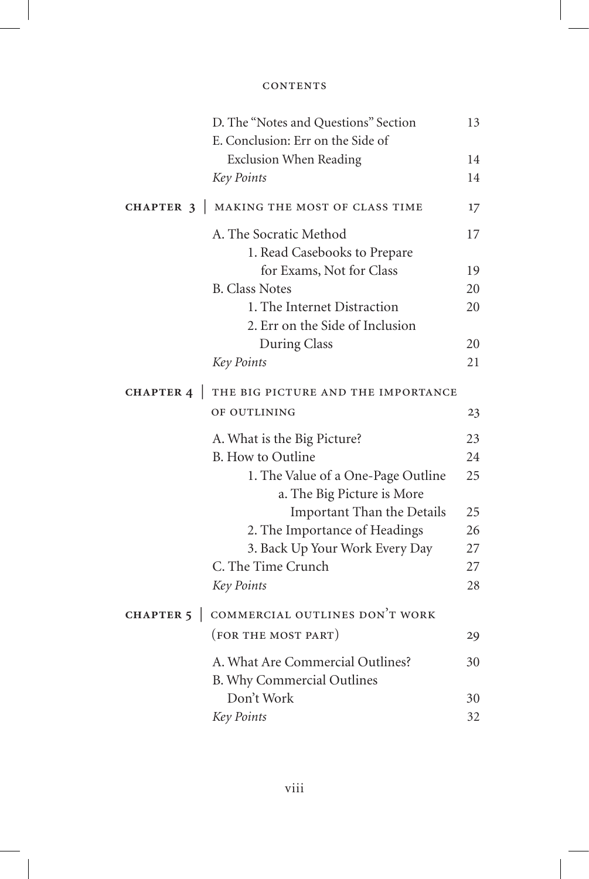D. The "Notes and Questions" Section 13
E. Conclusion: Err on the Side of Exclusion When Reading 14
*Key Points* 14

**CHAPTER 3 | MAKING THE MOST OF CLASS TIME** 17

A. The Socratic Method 17
- 1. Read Casebooks to Prepare for Exams, Not for Class 19

B. Class Notes 20
- 1. The Internet Distraction 20
- 2. Err on the Side of Inclusion During Class 20

*Key Points* 21

**CHAPTER 4 | THE BIG PICTURE AND THE IMPORTANCE OF OUTLINING** 23

A. What is the Big Picture? 23
B. How to Outline 24
- 1. The Value of a One-Page Outline 25
  - a. The Big Picture is More Important Than the Details 25
- 2. The Importance of Headings 26
- 3. Back Up Your Work Every Day 27

C. The Time Crunch 27
*Key Points* 28

**CHAPTER 5 | COMMERCIAL OUTLINES DON'T WORK (FOR THE MOST PART)** 29

A. What Are Commercial Outlines? 30
B. Why Commercial Outlines Don't Work 30
*Key Points* 32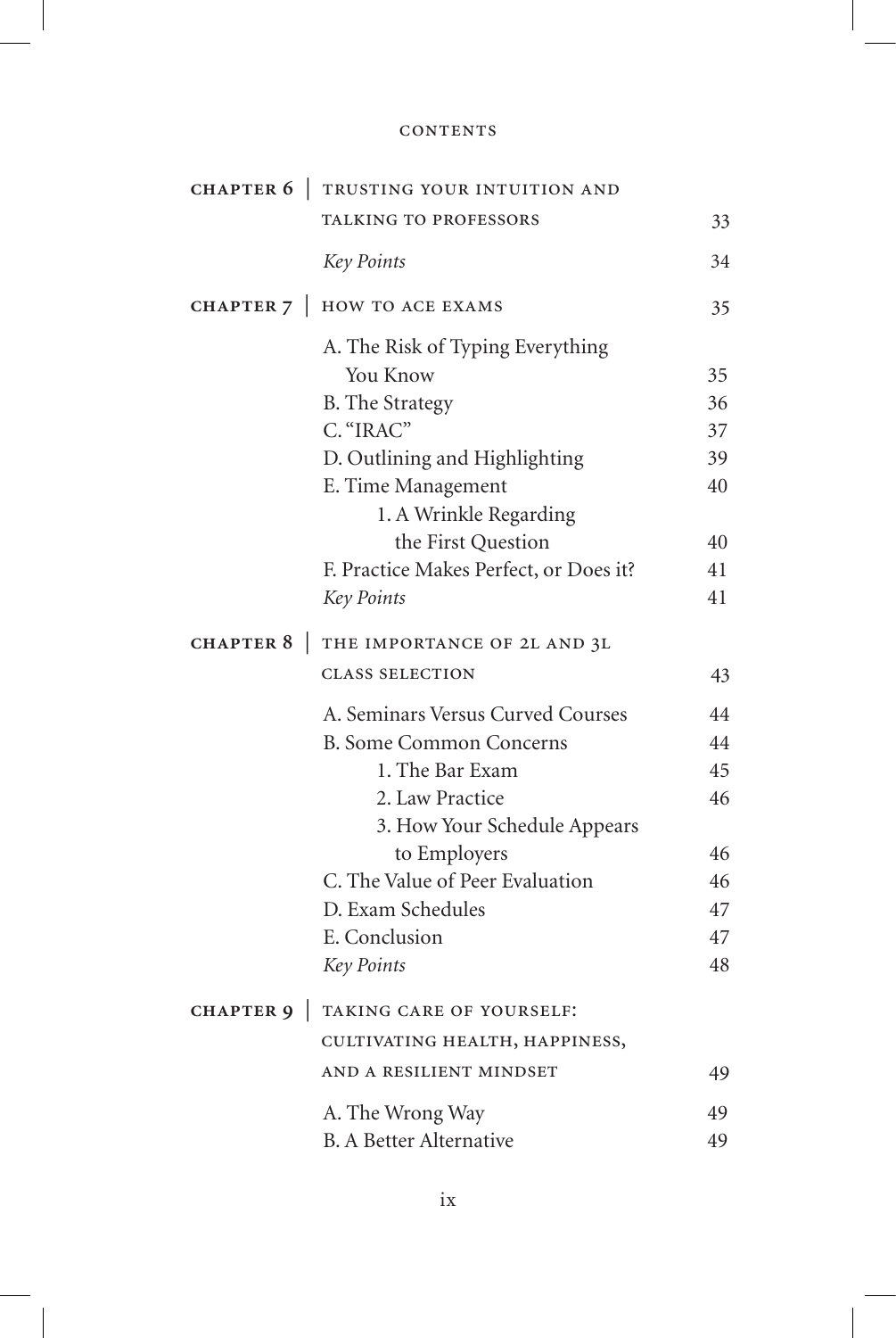CONTENTS

| | | |
|---|---|---|
| **CHAPTER 6** | TRUSTING YOUR INTUITION AND TALKING TO PROFESSORS | 33 |
| | *Key Points* | 34 |
| **CHAPTER 7** | HOW TO ACE EXAMS | 35 |
| | A. The Risk of Typing Everything You Know | 35 |
| | B. The Strategy | 36 |
| | C. "IRAC" | 37 |
| | D. Outlining and Highlighting | 39 |
| | E. Time Management | 40 |
| | 1. A Wrinkle Regarding the First Question | 40 |
| | F. Practice Makes Perfect, or Does it? | 41 |
| | *Key Points* | 41 |
| **CHAPTER 8** | THE IMPORTANCE OF 2L AND 3L CLASS SELECTION | 43 |
| | A. Seminars Versus Curved Courses | 44 |
| | B. Some Common Concerns | 44 |
| | 1. The Bar Exam | 45 |
| | 2. Law Practice | 46 |
| | 3. How Your Schedule Appears to Employers | 46 |
| | C. The Value of Peer Evaluation | 46 |
| | D. Exam Schedules | 47 |
| | E. Conclusion | 47 |
| | *Key Points* | 48 |
| **CHAPTER 9** | TAKING CARE OF YOURSELF: CULTIVATING HEALTH, HAPPINESS, AND A RESILIENT MINDSET | 49 |
| | A. The Wrong Way | 49 |
| | B. A Better Alternative | 49 |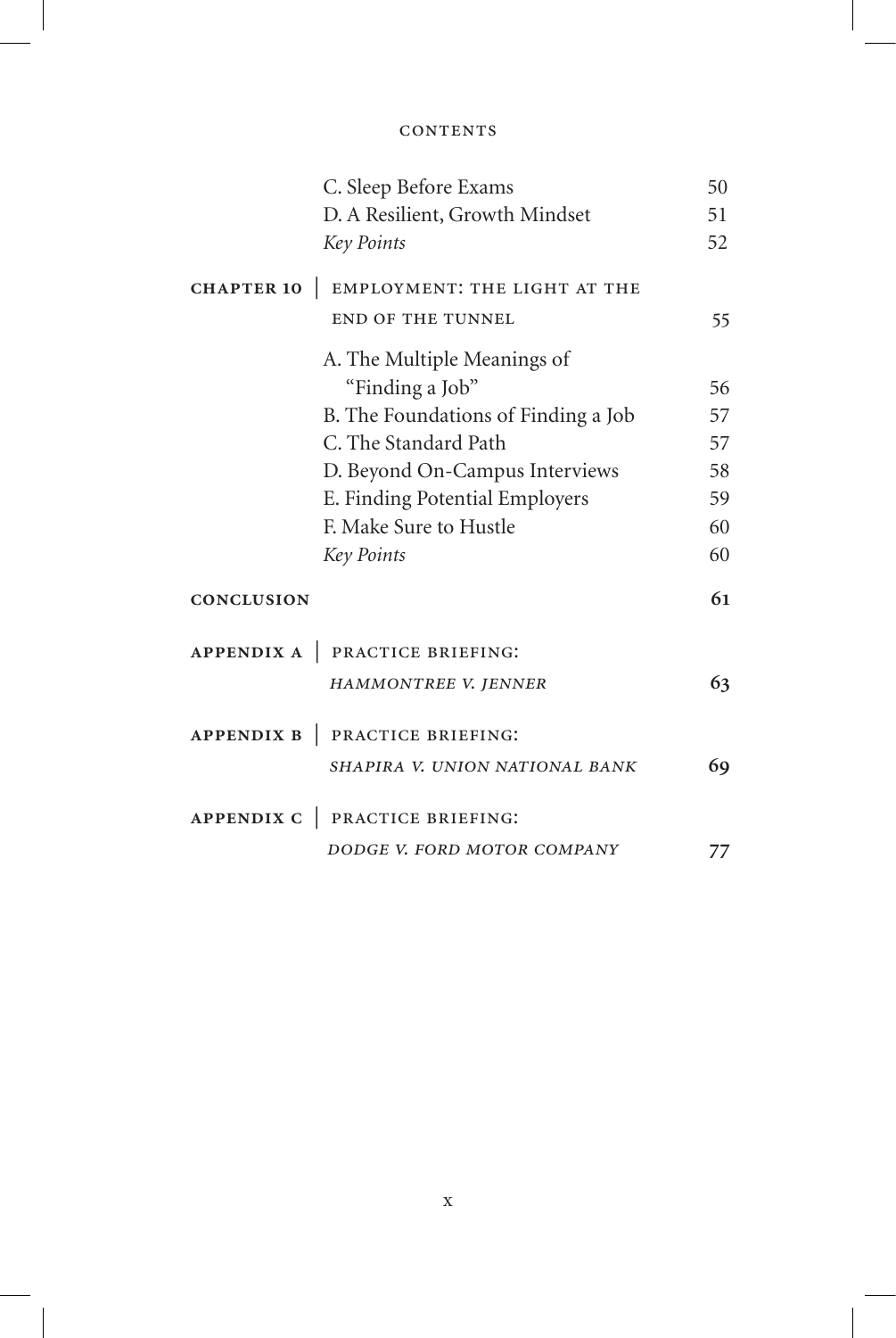CONTENTS

| | | |
|---|---|---|
| | C. Sleep Before Exams | 50 |
| | D. A Resilient, Growth Mindset | 51 |
| | *Key Points* | 52 |
| **CHAPTER 10** | **EMPLOYMENT: THE LIGHT AT THE END OF THE TUNNEL** | **55** |
| | A. The Multiple Meanings of "Finding a Job" | 56 |
| | B. The Foundations of Finding a Job | 57 |
| | C. The Standard Path | 57 |
| | D. Beyond On-Campus Interviews | 58 |
| | E. Finding Potential Employers | 59 |
| | F. Make Sure to Hustle | 60 |
| | *Key Points* | 60 |
| **CONCLUSION** | | **61** |
| **APPENDIX A** | **PRACTICE BRIEFING:** ***HAMMONTREE V. JENNER*** | **63** |
| **APPENDIX B** | **PRACTICE BRIEFING:** ***SHAPIRA V. UNION NATIONAL BANK*** | **69** |
| **APPENDIX C** | **PRACTICE BRIEFING:** ***DODGE V. FORD MOTOR COMPANY*** | **77** |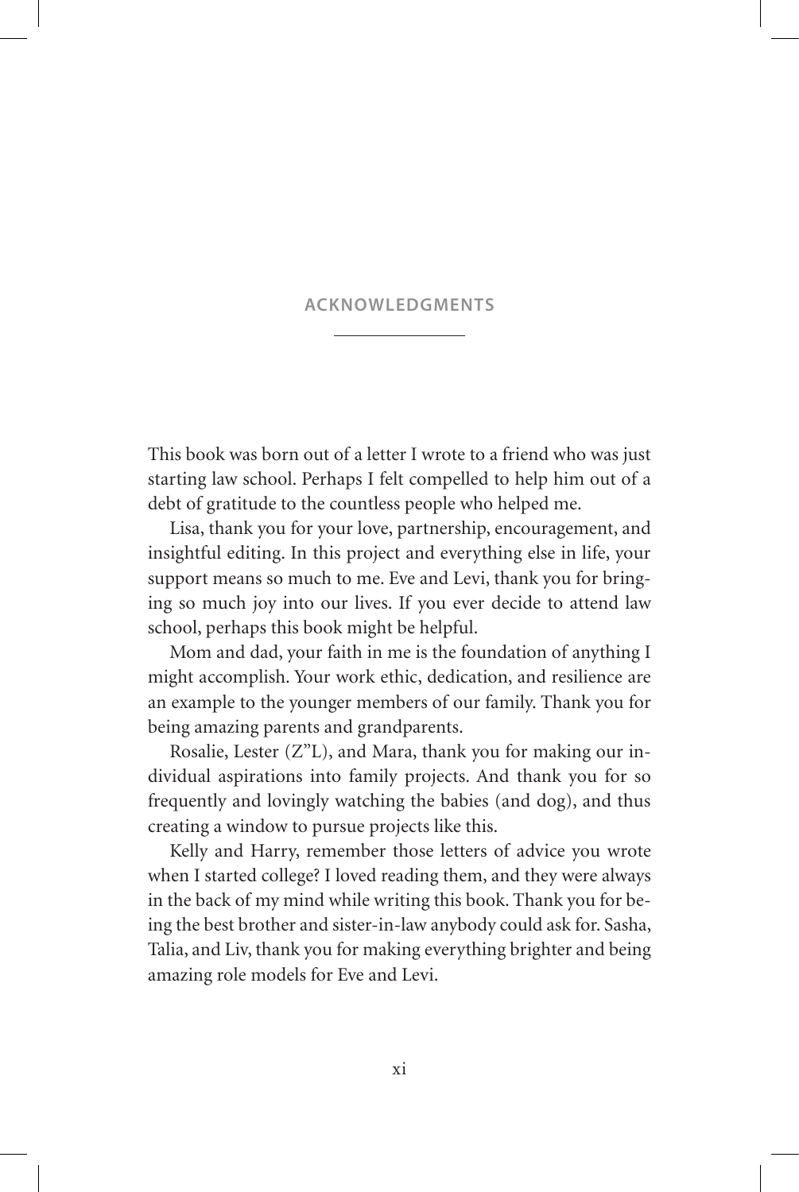# ACKNOWLEDGMENTS

This book was born out of a letter I wrote to a friend who was just starting law school. Perhaps I felt compelled to help him out of a debt of gratitude to the countless people who helped me.

Lisa, thank you for your love, partnership, encouragement, and insightful editing. In this project and everything else in life, your support means so much to me. Eve and Levi, thank you for bringing so much joy into our lives. If you ever decide to attend law school, perhaps this book might be helpful.

Mom and dad, your faith in me is the foundation of anything I might accomplish. Your work ethic, dedication, and resilience are an example to the younger members of our family. Thank you for being amazing parents and grandparents.

Rosalie, Lester (Z"L), and Mara, thank you for making our individual aspirations into family projects. And thank you for so frequently and lovingly watching the babies (and dog), and thus creating a window to pursue projects like this.

Kelly and Harry, remember those letters of advice you wrote when I started college? I loved reading them, and they were always in the back of my mind while writing this book. Thank you for being the best brother and sister-in-law anybody could ask for. Sasha, Talia, and Liv, thank you for making everything brighter and being amazing role models for Eve and Levi.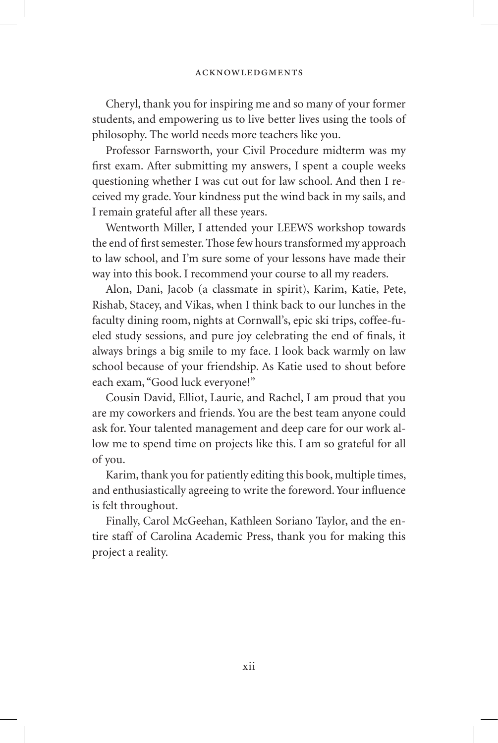Cheryl, thank you for inspiring me and so many of your former students, and empowering us to live better lives using the tools of philosophy. The world needs more teachers like you.

Professor Farnsworth, your Civil Procedure midterm was my first exam. After submitting my answers, I spent a couple weeks questioning whether I was cut out for law school. And then I received my grade. Your kindness put the wind back in my sails, and I remain grateful after all these years.

Wentworth Miller, I attended your LEEWS workshop towards the end of first semester. Those few hours transformed my approach to law school, and I'm sure some of your lessons have made their way into this book. I recommend your course to all my readers.

Alon, Dani, Jacob (a classmate in spirit), Karim, Katie, Pete, Rishab, Stacey, and Vikas, when I think back to our lunches in the faculty dining room, nights at Cornwall's, epic ski trips, coffee-fueled study sessions, and pure joy celebrating the end of finals, it always brings a big smile to my face. I look back warmly on law school because of your friendship. As Katie used to shout before each exam, "Good luck everyone!"

Cousin David, Elliot, Laurie, and Rachel, I am proud that you are my coworkers and friends. You are the best team anyone could ask for. Your talented management and deep care for our work allow me to spend time on projects like this. I am so grateful for all of you.

Karim, thank you for patiently editing this book, multiple times, and enthusiastically agreeing to write the foreword. Your influence is felt throughout.

Finally, Carol McGeehan, Kathleen Soriano Taylor, and the entire staff of Carolina Academic Press, thank you for making this project a reality.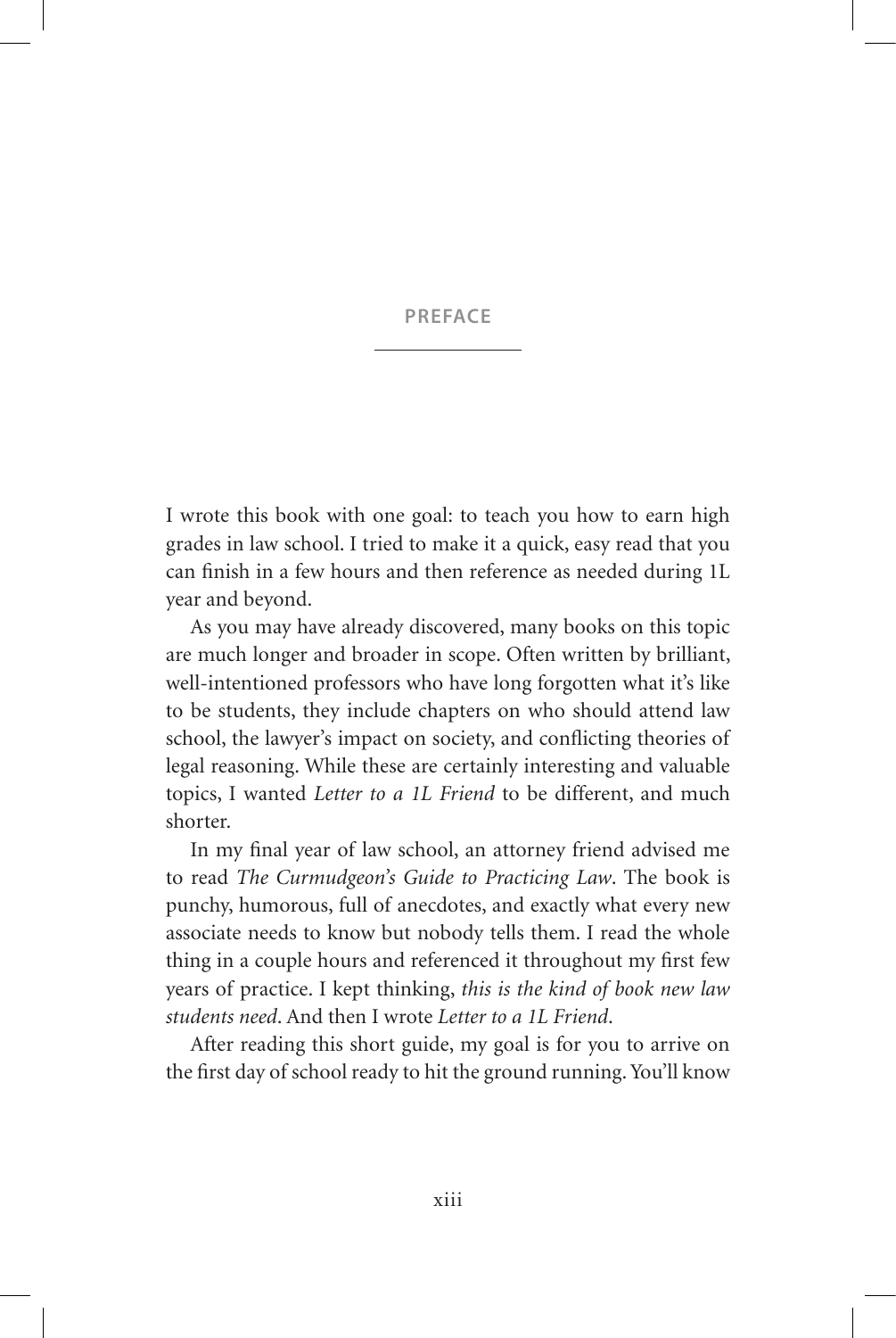# PREFACE

I wrote this book with one goal: to teach you how to earn high grades in law school. I tried to make it a quick, easy read that you can finish in a few hours and then reference as needed during 1L year and beyond.

As you may have already discovered, many books on this topic are much longer and broader in scope. Often written by brilliant, well-intentioned professors who have long forgotten what it's like to be students, they include chapters on who should attend law school, the lawyer's impact on society, and conflicting theories of legal reasoning. While these are certainly interesting and valuable topics, I wanted *Letter to a 1L Friend* to be different, and much shorter.

In my final year of law school, an attorney friend advised me to read *The Curmudgeon's Guide to Practicing Law*. The book is punchy, humorous, full of anecdotes, and exactly what every new associate needs to know but nobody tells them. I read the whole thing in a couple hours and referenced it throughout my first few years of practice. I kept thinking, *this is the kind of book new law students need*. And then I wrote *Letter to a 1L Friend*.

After reading this short guide, my goal is for you to arrive on the first day of school ready to hit the ground running. You'll know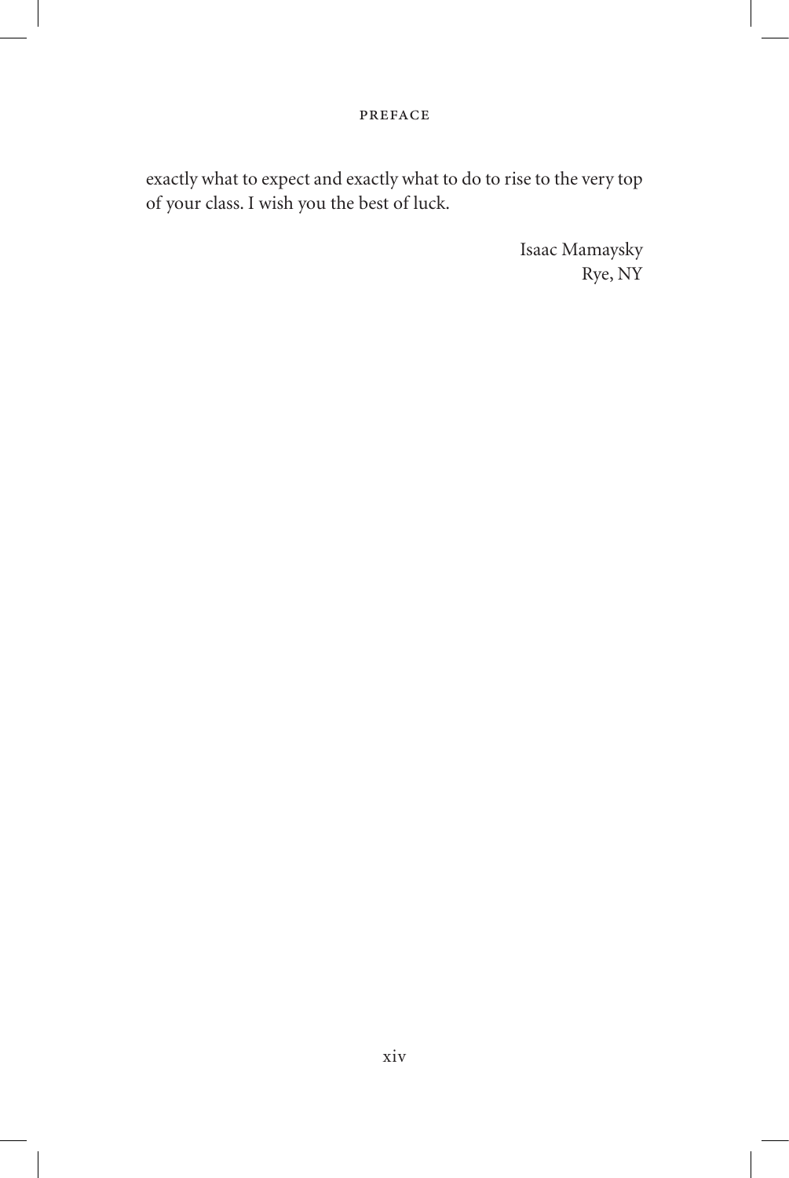exactly what to expect and exactly what to do to rise to the very top of your class. I wish you the best of luck.

Isaac Mamaysky
Rye, NY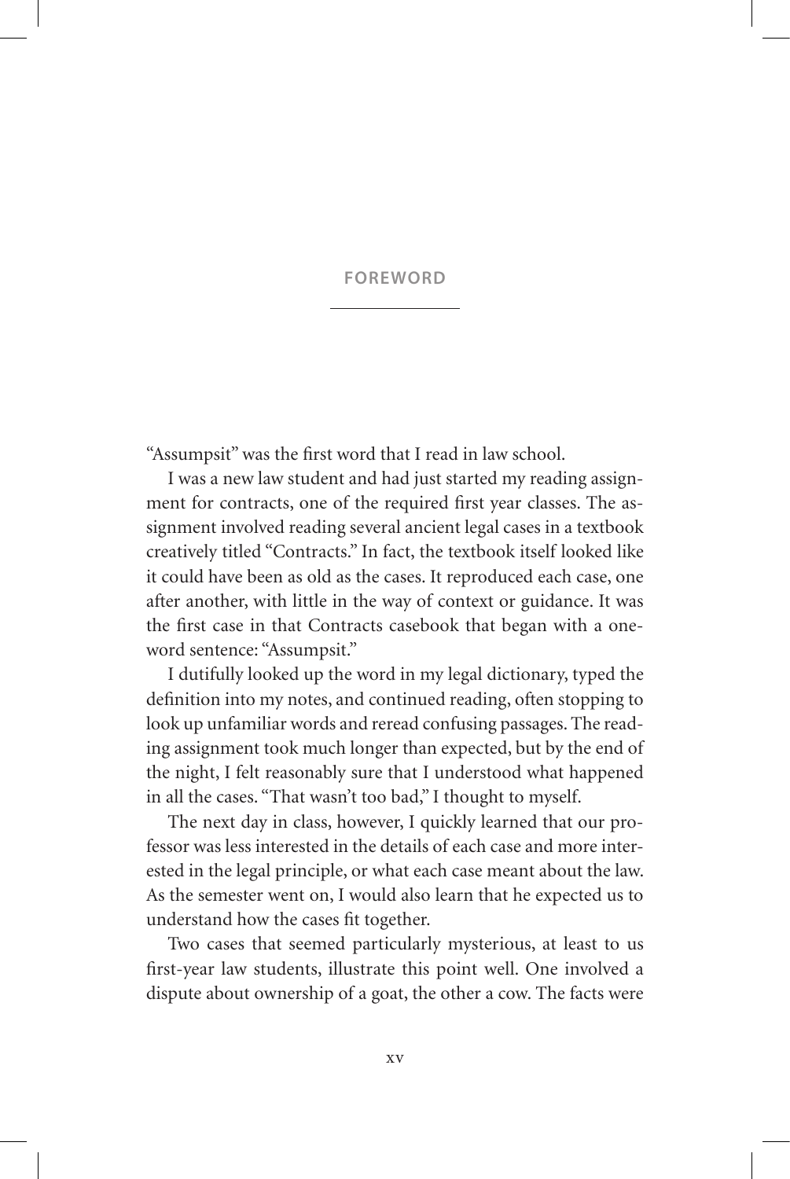# FOREWORD

"Assumpsit" was the first word that I read in law school.

I was a new law student and had just started my reading assignment for contracts, one of the required first year classes. The assignment involved reading several ancient legal cases in a textbook creatively titled "Contracts." In fact, the textbook itself looked like it could have been as old as the cases. It reproduced each case, one after another, with little in the way of context or guidance. It was the first case in that Contracts casebook that began with a one-word sentence: "Assumpsit."

I dutifully looked up the word in my legal dictionary, typed the definition into my notes, and continued reading, often stopping to look up unfamiliar words and reread confusing passages. The reading assignment took much longer than expected, but by the end of the night, I felt reasonably sure that I understood what happened in all the cases. "That wasn't too bad," I thought to myself.

The next day in class, however, I quickly learned that our professor was less interested in the details of each case and more interested in the legal principle, or what each case meant about the law. As the semester went on, I would also learn that he expected us to understand how the cases fit together.

Two cases that seemed particularly mysterious, at least to us first-year law students, illustrate this point well. One involved a dispute about ownership of a goat, the other a cow. The facts were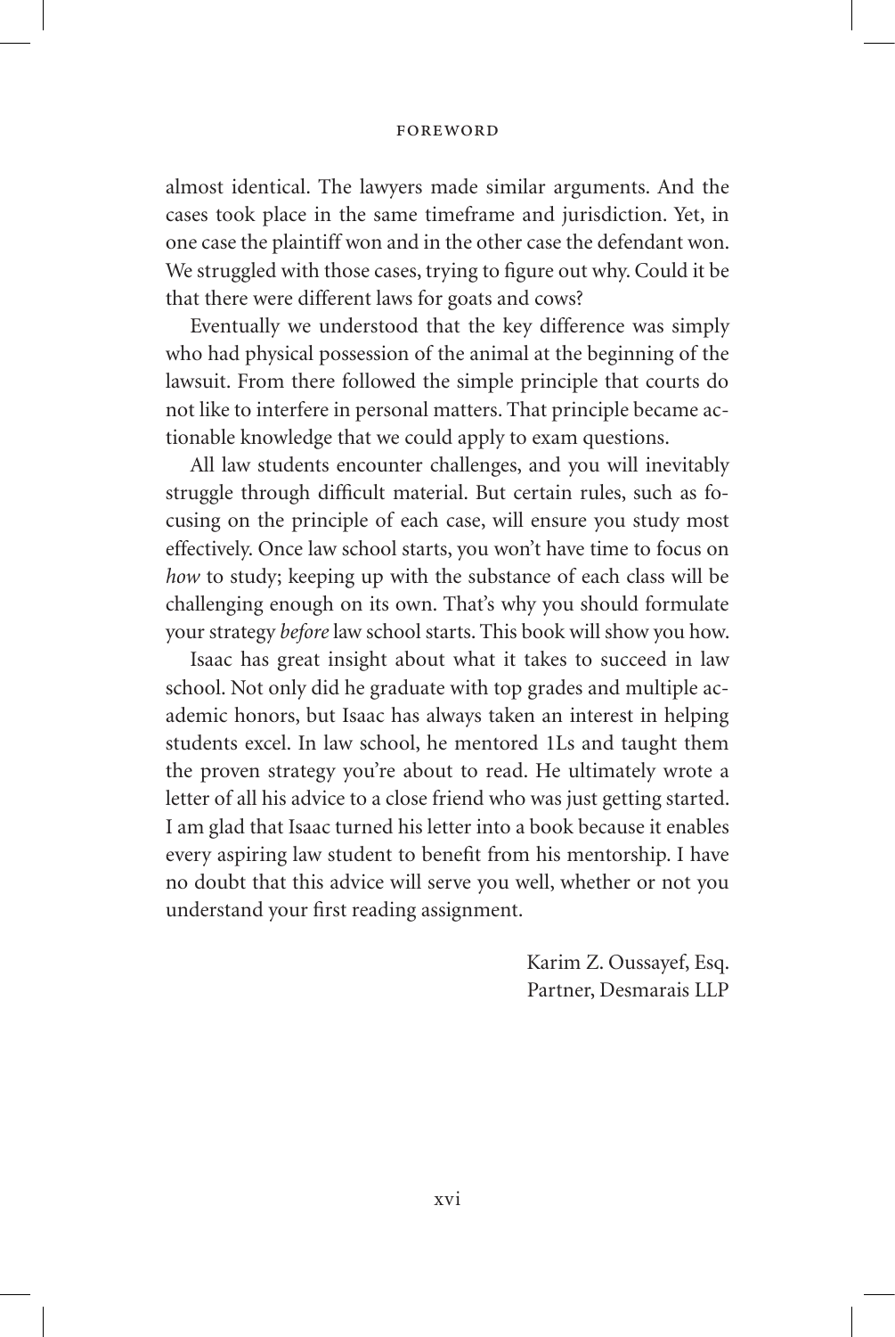almost identical. The lawyers made similar arguments. And the cases took place in the same timeframe and jurisdiction. Yet, in one case the plaintiff won and in the other case the defendant won. We struggled with those cases, trying to figure out why. Could it be that there were different laws for goats and cows?

Eventually we understood that the key difference was simply who had physical possession of the animal at the beginning of the lawsuit. From there followed the simple principle that courts do not like to interfere in personal matters. That principle became actionable knowledge that we could apply to exam questions.

All law students encounter challenges, and you will inevitably struggle through difficult material. But certain rules, such as focusing on the principle of each case, will ensure you study most effectively. Once law school starts, you won't have time to focus on *how* to study; keeping up with the substance of each class will be challenging enough on its own. That's why you should formulate your strategy *before* law school starts. This book will show you how.

Isaac has great insight about what it takes to succeed in law school. Not only did he graduate with top grades and multiple academic honors, but Isaac has always taken an interest in helping students excel. In law school, he mentored 1Ls and taught them the proven strategy you're about to read. He ultimately wrote a letter of all his advice to a close friend who was just getting started. I am glad that Isaac turned his letter into a book because it enables every aspiring law student to benefit from his mentorship. I have no doubt that this advice will serve you well, whether or not you understand your first reading assignment.

Karim Z. Oussayef, Esq.
Partner, Desmarais LLP